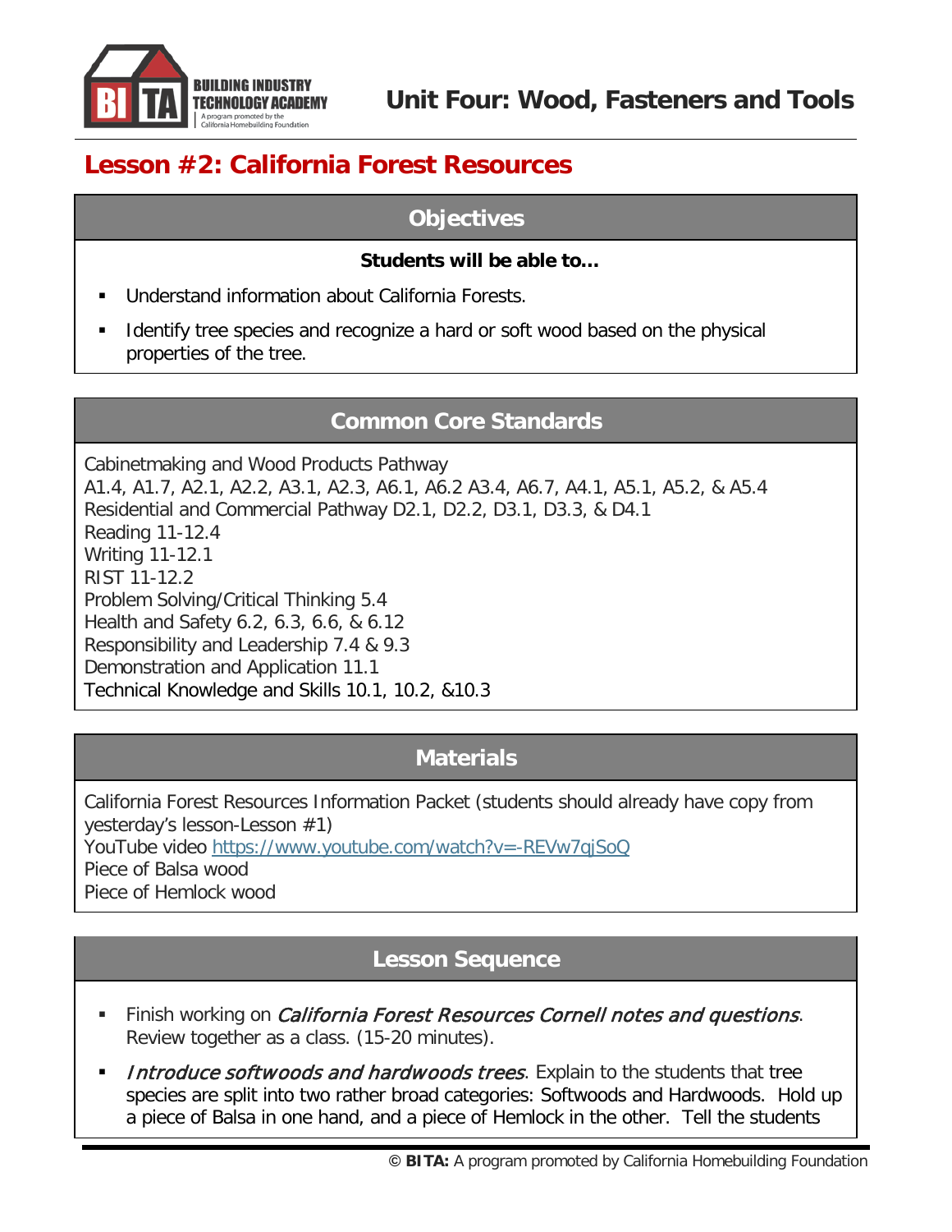# Unit Four: Wood, Fasteners and Tools

## Lesson #2: California Forest Resources

### Objectives

**Students will be able to…**

- Understand information about California Forests.
- Identify tree species and recognize a hard or soft wood based on the physical properties of the tree.

### Common Core Standards

Cabinetmaking and Wood Products Pathway
A1.4, A1.7, A2.1, A2.2, A3.1, A2.3, A6.1, A6.2 A3.4, A6.7, A4.1, A5.1, A5.2, & A5.4
Residential and Commercial Pathway D2.1, D2.2, D3.1, D3.3, & D4.1
Reading 11-12.4
Writing 11-12.1
RIST 11-12.2
Problem Solving/Critical Thinking 5.4
Health and Safety 6.2, 6.3, 6.6, & 6.12
Responsibility and Leadership 7.4 & 9.3
Demonstration and Application 11.1
Technical Knowledge and Skills 10.1, 10.2, &10.3

### Materials

California Forest Resources Information Packet (students should already have copy from yesterday's lesson-Lesson #1)
YouTube video https://www.youtube.com/watch?v=-REVw7qjSoQ
Piece of Balsa wood
Piece of Hemlock wood

### Lesson Sequence

- Finish working on *California Forest Resources Cornell notes and questions*. Review together as a class. (15-20 minutes).
- *Introduce softwoods and hardwoods trees*. Explain to the students that tree species are split into two rather broad categories: Softwoods and Hardwoods. Hold up a piece of Balsa in one hand, and a piece of Hemlock in the other. Tell the students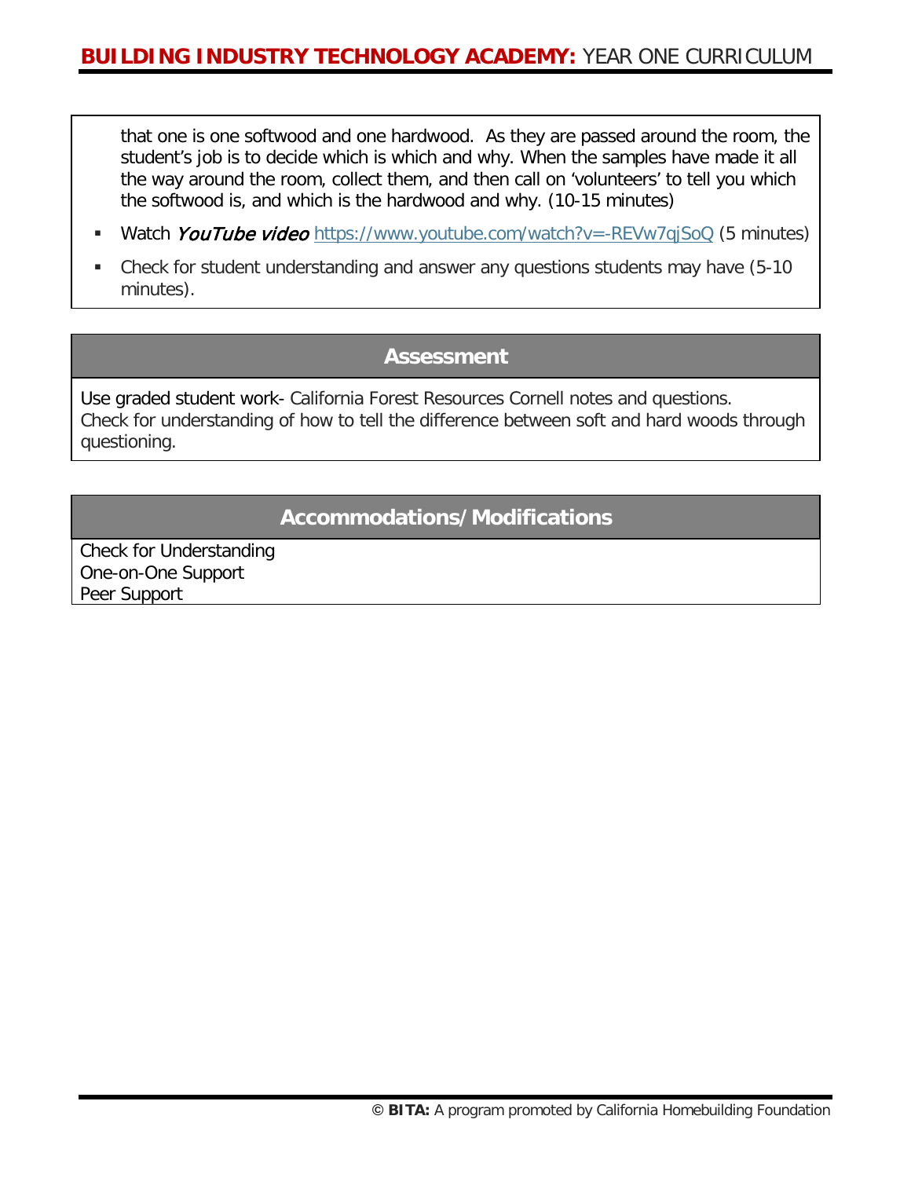that one is one softwood and one hardwood. As they are passed around the room, the student's job is to decide which is which and why. When the samples have made it all the way around the room, collect them, and then call on 'volunteers' to tell you which the softwood is, and which is the hardwood and why. (10-15 minutes)

- Watch *YouTube video* https://www.youtube.com/watch?v=-REVw7qjSoQ (5 minutes)
- Check for student understanding and answer any questions students may have (5-10 minutes).

## Assessment

Use graded student work- California Forest Resources Cornell notes and questions.
Check for understanding of how to tell the difference between soft and hard woods through questioning.

## Accommodations/Modifications

Check for Understanding
One-on-One Support
Peer Support